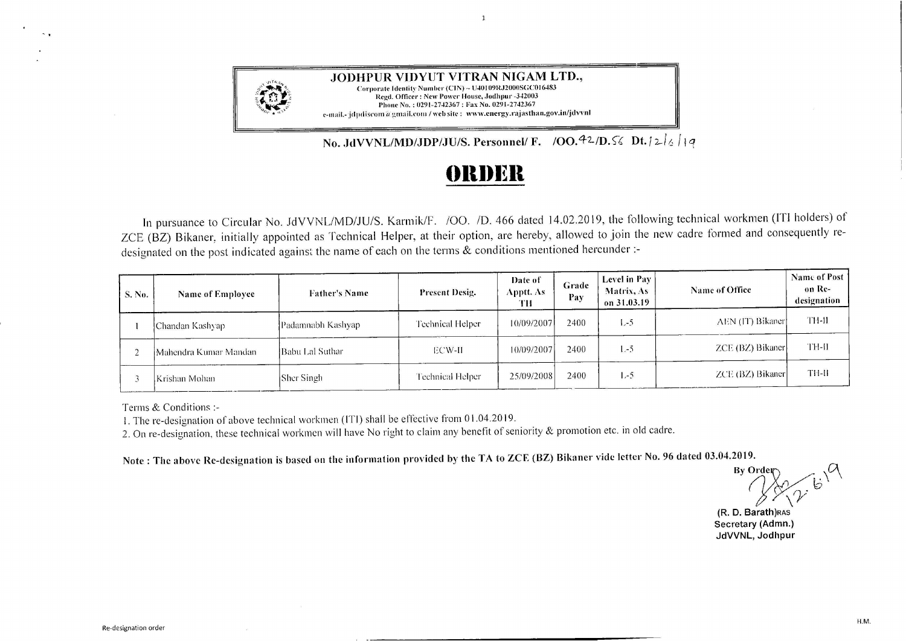**JODHPUR VIDYUT VITRAN NIGAM LTD.,**

Corporate Identity Number (CIN) – U40109RJ2000SGC016483
Regd. Officer : New Power House, Jodhpur -342003
Phone No. : 0291-2742367 : Fax No. 0291-2742367
e-mail.- jdpdiscom@gmail.com / web site : www.energy.rajasthan.gov.in/jdvvnl

**No. JdVVNL/MD/JDP/JU/S. Personnel/ F. /OO.42/D.56 Dt.12/6/19**

# ORDER

In pursuance to Circular No. JdVVNL/MD/JU/S. Karmik/F. /OO. /D. 466 dated 14.02.2019, the following technical workmen (ITI holders) of ZCE (BZ) Bikaner, initially appointed as Technical Helper, at their option, are hereby, allowed to join the new cadre formed and consequently re-designated on the post indicated against the name of each on the terms & conditions mentioned hereunder :-

| S. No. | Name of Employee | Father's Name | Present Desig. | Date of Apptt. As TH | Grade Pay | Level in Pay Matrix, As on 31.03.19 | Name of Office | Name of Post on Re-designation |
|---|---|---|---|---|---|---|---|---|
| 1 | Chandan Kashyap | Padamnabh Kashyap | Technical Helper | 10/09/2007 | 2400 | L-5 | AEN (IT) Bikaner | TH-II |
| 2 | Mahendra Kumar Mandan | Babu Lal Suthar | ECW-II | 10/09/2007 | 2400 | L-5 | ZCE (BZ) Bikaner | TH-II |
| 3 | Krishan Mohan | Sher Singh | Technical Helper | 25/09/2008 | 2400 | L-5 | ZCE (BZ) Bikaner | TH-II |

Terms & Conditions :-

1. The re-designation of above technical workmen (ITI) shall be effective from 01.04.2019.
2. On re-designation, these technical workmen will have No right to claim any benefit of seniority & promotion etc. in old cadre.

**Note : The above Re-designation is based on the information provided by the TA to ZCE (BZ) Bikaner vide letter No. 96 dated 03.04.2019.**

By Order
12.6.19

**(R. D. Barath)RAS**
**Secretary (Admn.)**
**JdVVNL, Jodhpur**

Re-designation order

H.M.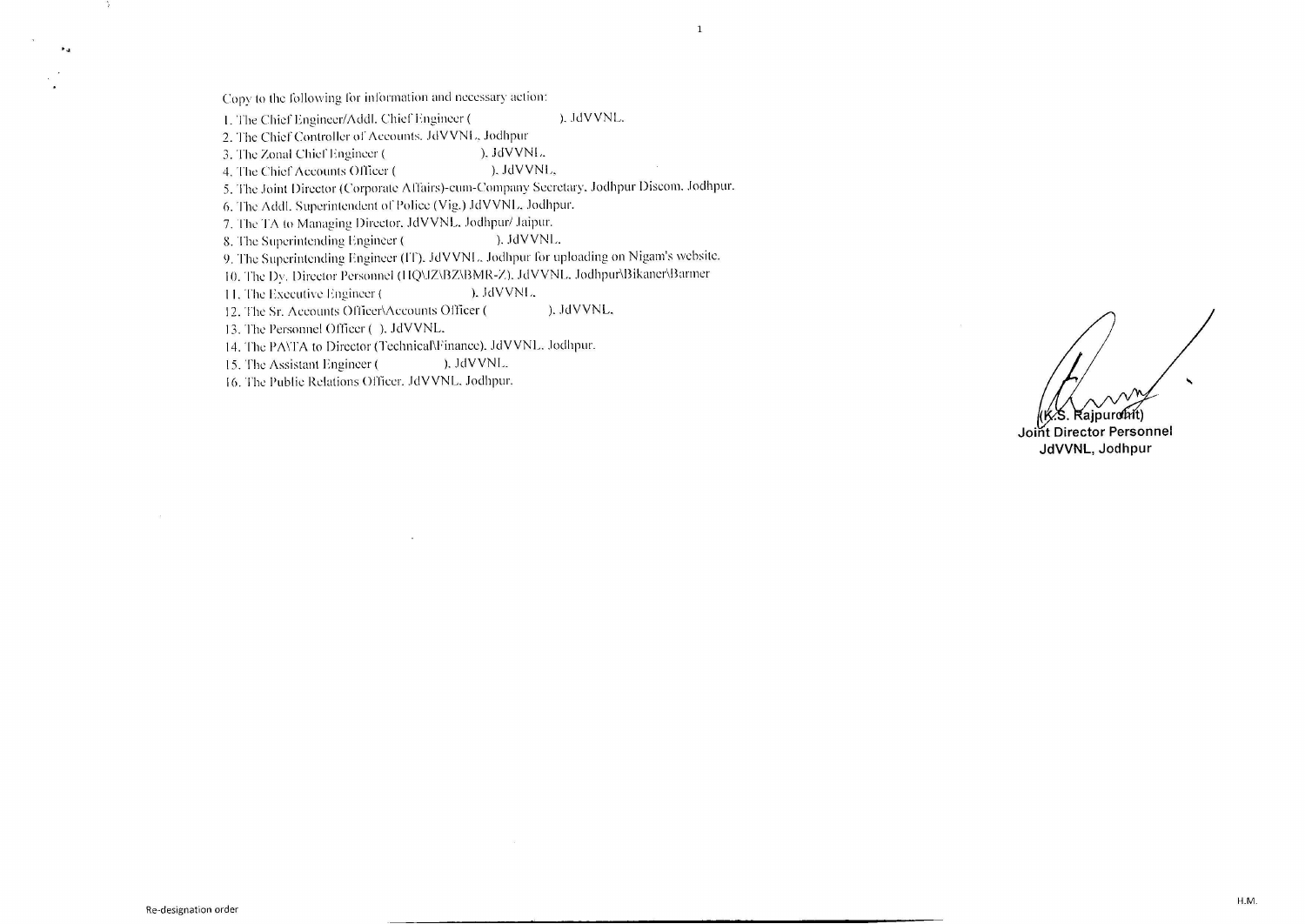Copy to the following for information and necessary action:

1. The Chief Engineer/Addl. Chief Engineer ( ). JdVVNL.
2. The Chief Controller of Accounts. JdVVNL, Jodhpur
3. The Zonal Chief Engineer ( ). JdVVNL.
4. The Chief Accounts Officer ( ). JdVVNL.
5. The Joint Director (Corporate Affairs)-cum-Company Secretary. Jodhpur Discom. Jodhpur.
6. The Addl. Superintendent of Police (Vig.) JdVVNL. Jodhpur.
7. The TA to Managing Director. JdVVNL. Jodhpur/ Jaipur.
8. The Superintending Engineer ( ). JdVVNL.
9. The Superintending Engineer (IT). JdVVNL. Jodhpur for uploading on Nigam's website.
10. The Dy. Director Personnel (HQ\JZ\BZ\BMR-Z). JdVVNL. Jodhpur\Bikaner\Barmer
11. The Executive Engineer ( ). JdVVNL.
12. The Sr. Accounts Officer\Accounts Officer ( ). JdVVNL.
13. The Personnel Officer ( ). JdVVNL.
14. The PA\TA to Director (Technical\Finance). JdVVNL. Jodhpur.
15. The Assistant Engineer ( ). JdVVNL.
16. The Public Relations Officer. JdVVNL. Jodhpur.

(K.S. Rajpurohit)
**Joint Director Personnel**
**JdVVNL, Jodhpur**

Re-designation order

H.M.